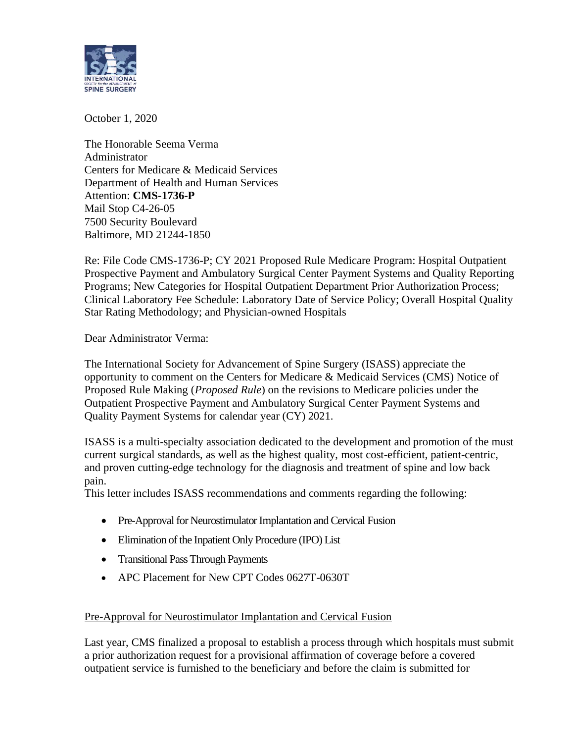October 1, 2020

The Honorable Seema Verma
Administrator
Centers for Medicare & Medicaid Services
Department of Health and Human Services
Attention: **CMS-1736-P**
Mail Stop C4-26-05
7500 Security Boulevard
Baltimore, MD 21244-1850

Re: File Code CMS-1736-P; CY 2021 Proposed Rule Medicare Program: Hospital Outpatient Prospective Payment and Ambulatory Surgical Center Payment Systems and Quality Reporting Programs; New Categories for Hospital Outpatient Department Prior Authorization Process; Clinical Laboratory Fee Schedule: Laboratory Date of Service Policy; Overall Hospital Quality Star Rating Methodology; and Physician-owned Hospitals

Dear Administrator Verma:

The International Society for Advancement of Spine Surgery (ISASS) appreciate the opportunity to comment on the Centers for Medicare & Medicaid Services (CMS) Notice of Proposed Rule Making (*Proposed Rule*) on the revisions to Medicare policies under the Outpatient Prospective Payment and Ambulatory Surgical Center Payment Systems and Quality Payment Systems for calendar year (CY) 2021.

ISASS is a multi-specialty association dedicated to the development and promotion of the must current surgical standards, as well as the highest quality, most cost-efficient, patient-centric, and proven cutting-edge technology for the diagnosis and treatment of spine and low back pain.

This letter includes ISASS recommendations and comments regarding the following:

- Pre-Approval for Neurostimulator Implantation and Cervical Fusion
- Elimination of the Inpatient Only Procedure (IPO) List
- Transitional Pass Through Payments
- APC Placement for New CPT Codes 0627T-0630T

## Pre-Approval for Neurostimulator Implantation and Cervical Fusion

Last year, CMS finalized a proposal to establish a process through which hospitals must submit a prior authorization request for a provisional affirmation of coverage before a covered outpatient service is furnished to the beneficiary and before the claim is submitted for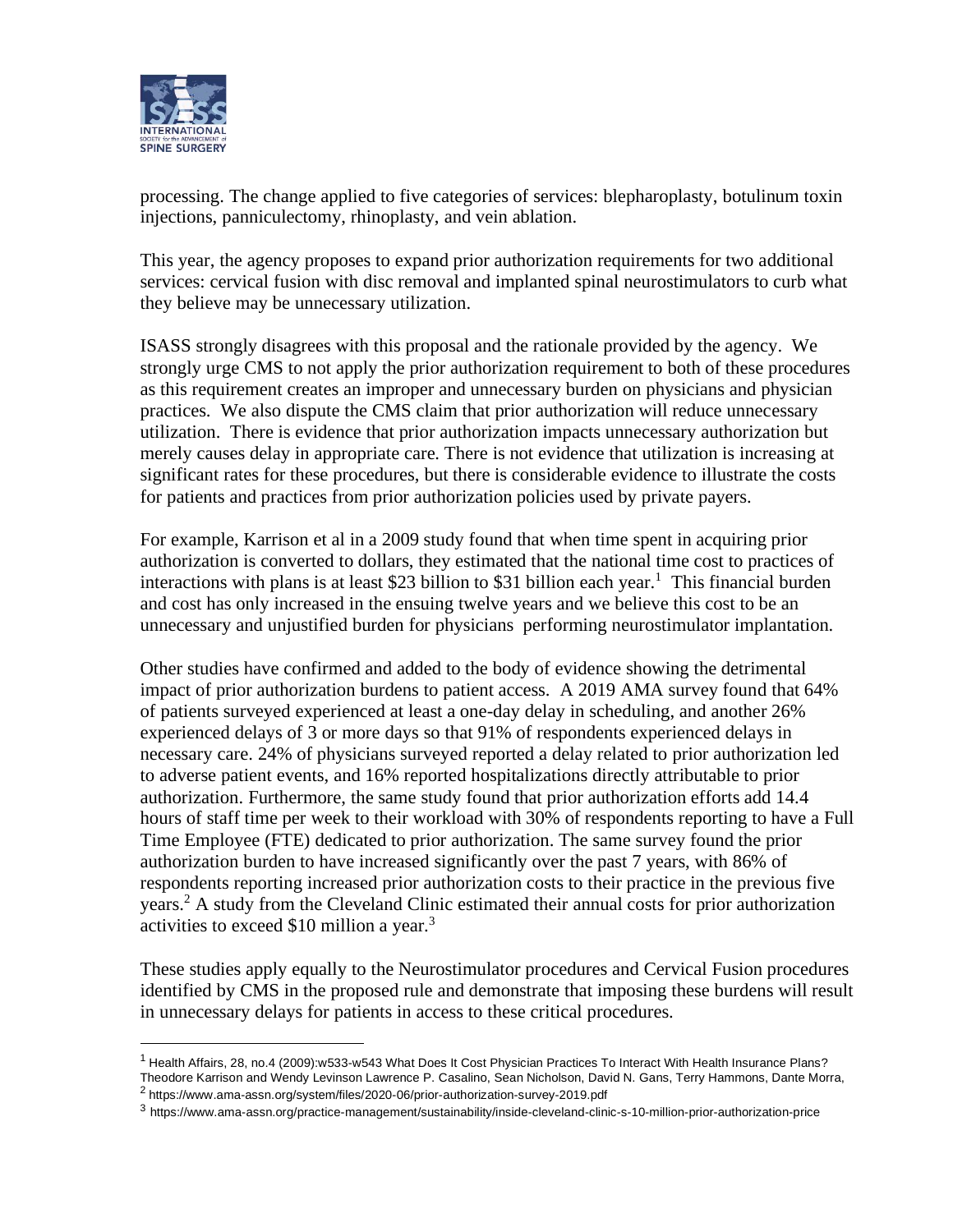processing. The change applied to five categories of services: blepharoplasty, botulinum toxin injections, panniculectomy, rhinoplasty, and vein ablation.

This year, the agency proposes to expand prior authorization requirements for two additional services: cervical fusion with disc removal and implanted spinal neurostimulators to curb what they believe may be unnecessary utilization.

ISASS strongly disagrees with this proposal and the rationale provided by the agency. We strongly urge CMS to not apply the prior authorization requirement to both of these procedures as this requirement creates an improper and unnecessary burden on physicians and physician practices. We also dispute the CMS claim that prior authorization will reduce unnecessary utilization. There is evidence that prior authorization impacts unnecessary authorization but merely causes delay in appropriate care. There is not evidence that utilization is increasing at significant rates for these procedures, but there is considerable evidence to illustrate the costs for patients and practices from prior authorization policies used by private payers.

For example, Karrison et al in a 2009 study found that when time spent in acquiring prior authorization is converted to dollars, they estimated that the national time cost to practices of interactions with plans is at least $23 billion to $31 billion each year.[1] This financial burden and cost has only increased in the ensuing twelve years and we believe this cost to be an unnecessary and unjustified burden for physicians performing neurostimulator implantation.

Other studies have confirmed and added to the body of evidence showing the detrimental impact of prior authorization burdens to patient access. A 2019 AMA survey found that 64% of patients surveyed experienced at least a one-day delay in scheduling, and another 26% experienced delays of 3 or more days so that 91% of respondents experienced delays in necessary care. 24% of physicians surveyed reported a delay related to prior authorization led to adverse patient events, and 16% reported hospitalizations directly attributable to prior authorization. Furthermore, the same study found that prior authorization efforts add 14.4 hours of staff time per week to their workload with 30% of respondents reporting to have a Full Time Employee (FTE) dedicated to prior authorization. The same survey found the prior authorization burden to have increased significantly over the past 7 years, with 86% of respondents reporting increased prior authorization costs to their practice in the previous five years.[2] A study from the Cleveland Clinic estimated their annual costs for prior authorization activities to exceed $10 million a year.[3]

These studies apply equally to the Neurostimulator procedures and Cervical Fusion procedures identified by CMS in the proposed rule and demonstrate that imposing these burdens will result in unnecessary delays for patients in access to these critical procedures.

---

[1] Health Affairs, 28, no.4 (2009):w533-w543 What Does It Cost Physician Practices To Interact With Health Insurance Plans? Theodore Karrison and Wendy Levinson Lawrence P. Casalino, Sean Nicholson, David N. Gans, Terry Hammons, Dante Morra,

[2] https://www.ama-assn.org/system/files/2020-06/prior-authorization-survey-2019.pdf

[3] https://www.ama-assn.org/practice-management/sustainability/inside-cleveland-clinic-s-10-million-prior-authorization-price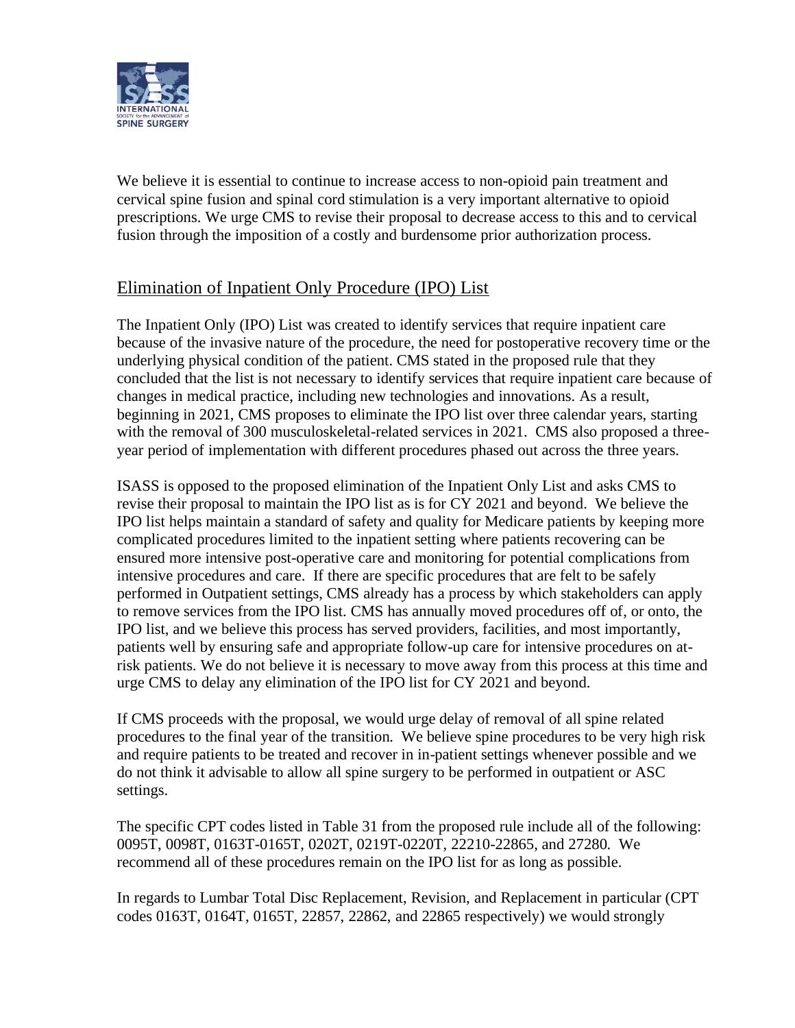We believe it is essential to continue to increase access to non-opioid pain treatment and cervical spine fusion and spinal cord stimulation is a very important alternative to opioid prescriptions. We urge CMS to revise their proposal to decrease access to this and to cervical fusion through the imposition of a costly and burdensome prior authorization process.

## Elimination of Inpatient Only Procedure (IPO) List

The Inpatient Only (IPO) List was created to identify services that require inpatient care because of the invasive nature of the procedure, the need for postoperative recovery time or the underlying physical condition of the patient. CMS stated in the proposed rule that they concluded that the list is not necessary to identify services that require inpatient care because of changes in medical practice, including new technologies and innovations. As a result, beginning in 2021, CMS proposes to eliminate the IPO list over three calendar years, starting with the removal of 300 musculoskeletal-related services in 2021. CMS also proposed a three-year period of implementation with different procedures phased out across the three years.

ISASS is opposed to the proposed elimination of the Inpatient Only List and asks CMS to revise their proposal to maintain the IPO list as is for CY 2021 and beyond. We believe the IPO list helps maintain a standard of safety and quality for Medicare patients by keeping more complicated procedures limited to the inpatient setting where patients recovering can be ensured more intensive post-operative care and monitoring for potential complications from intensive procedures and care. If there are specific procedures that are felt to be safely performed in Outpatient settings, CMS already has a process by which stakeholders can apply to remove services from the IPO list. CMS has annually moved procedures off of, or onto, the IPO list, and we believe this process has served providers, facilities, and most importantly, patients well by ensuring safe and appropriate follow-up care for intensive procedures on at-risk patients. We do not believe it is necessary to move away from this process at this time and urge CMS to delay any elimination of the IPO list for CY 2021 and beyond.

If CMS proceeds with the proposal, we would urge delay of removal of all spine related procedures to the final year of the transition. We believe spine procedures to be very high risk and require patients to be treated and recover in in-patient settings whenever possible and we do not think it advisable to allow all spine surgery to be performed in outpatient or ASC settings.

The specific CPT codes listed in Table 31 from the proposed rule include all of the following: 0095T, 0098T, 0163T-0165T, 0202T, 0219T-0220T, 22210-22865, and 27280. We recommend all of these procedures remain on the IPO list for as long as possible.

In regards to Lumbar Total Disc Replacement, Revision, and Replacement in particular (CPT codes 0163T, 0164T, 0165T, 22857, 22862, and 22865 respectively) we would strongly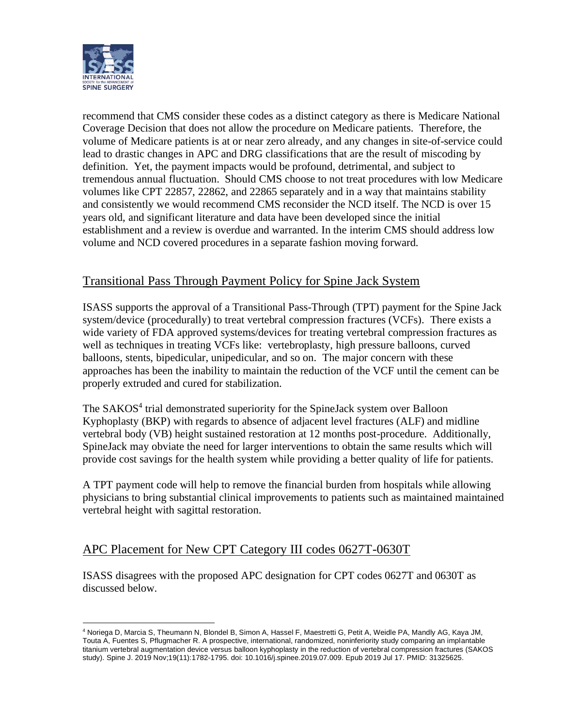recommend that CMS consider these codes as a distinct category as there is Medicare National Coverage Decision that does not allow the procedure on Medicare patients. Therefore, the volume of Medicare patients is at or near zero already, and any changes in site-of-service could lead to drastic changes in APC and DRG classifications that are the result of miscoding by definition. Yet, the payment impacts would be profound, detrimental, and subject to tremendous annual fluctuation. Should CMS choose to not treat procedures with low Medicare volumes like CPT 22857, 22862, and 22865 separately and in a way that maintains stability and consistently we would recommend CMS reconsider the NCD itself. The NCD is over 15 years old, and significant literature and data have been developed since the initial establishment and a review is overdue and warranted. In the interim CMS should address low volume and NCD covered procedures in a separate fashion moving forward.

## Transitional Pass Through Payment Policy for Spine Jack System

ISASS supports the approval of a Transitional Pass-Through (TPT) payment for the Spine Jack system/device (procedurally) to treat vertebral compression fractures (VCFs). There exists a wide variety of FDA approved systems/devices for treating vertebral compression fractures as well as techniques in treating VCFs like: vertebroplasty, high pressure balloons, curved balloons, stents, bipedicular, unipedicular, and so on. The major concern with these approaches has been the inability to maintain the reduction of the VCF until the cement can be properly extruded and cured for stabilization.

The SAKOS[4] trial demonstrated superiority for the SpineJack system over Balloon Kyphoplasty (BKP) with regards to absence of adjacent level fractures (ALF) and midline vertebral body (VB) height sustained restoration at 12 months post-procedure. Additionally, SpineJack may obviate the need for larger interventions to obtain the same results which will provide cost savings for the health system while providing a better quality of life for patients.

A TPT payment code will help to remove the financial burden from hospitals while allowing physicians to bring substantial clinical improvements to patients such as maintained maintained vertebral height with sagittal restoration.

## APC Placement for New CPT Category III codes 0627T-0630T

ISASS disagrees with the proposed APC designation for CPT codes 0627T and 0630T as discussed below.

---

[4] Noriega D, Marcia S, Theumann N, Blondel B, Simon A, Hassel F, Maestretti G, Petit A, Weidle PA, Mandly AG, Kaya JM, Touta A, Fuentes S, Pflugmacher R. A prospective, international, randomized, noninferiority study comparing an implantable titanium vertebral augmentation device versus balloon kyphoplasty in the reduction of vertebral compression fractures (SAKOS study). Spine J. 2019 Nov;19(11):1782-1795. doi: 10.1016/j.spinee.2019.07.009. Epub 2019 Jul 17. PMID: 31325625.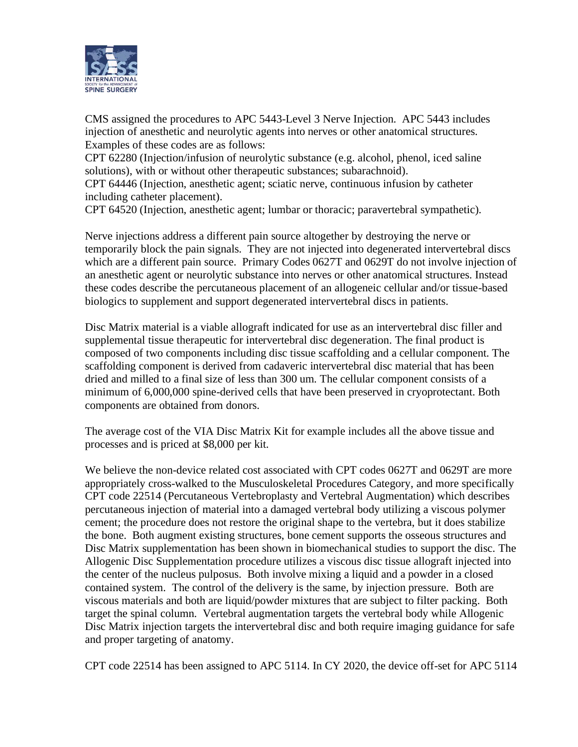CMS assigned the procedures to APC 5443-Level 3 Nerve Injection. APC 5443 includes injection of anesthetic and neurolytic agents into nerves or other anatomical structures. Examples of these codes are as follows:

CPT 62280 (Injection/infusion of neurolytic substance (e.g. alcohol, phenol, iced saline solutions), with or without other therapeutic substances; subarachnoid).

CPT 64446 (Injection, anesthetic agent; sciatic nerve, continuous infusion by catheter including catheter placement).

CPT 64520 (Injection, anesthetic agent; lumbar or thoracic; paravertebral sympathetic).

Nerve injections address a different pain source altogether by destroying the nerve or temporarily block the pain signals. They are not injected into degenerated intervertebral discs which are a different pain source. Primary Codes 0627T and 0629T do not involve injection of an anesthetic agent or neurolytic substance into nerves or other anatomical structures. Instead these codes describe the percutaneous placement of an allogeneic cellular and/or tissue-based biologics to supplement and support degenerated intervertebral discs in patients.

Disc Matrix material is a viable allograft indicated for use as an intervertebral disc filler and supplemental tissue therapeutic for intervertebral disc degeneration. The final product is composed of two components including disc tissue scaffolding and a cellular component. The scaffolding component is derived from cadaveric intervertebral disc material that has been dried and milled to a final size of less than 300 um. The cellular component consists of a minimum of 6,000,000 spine-derived cells that have been preserved in cryoprotectant. Both components are obtained from donors.

The average cost of the VIA Disc Matrix Kit for example includes all the above tissue and processes and is priced at $8,000 per kit.

We believe the non-device related cost associated with CPT codes 0627T and 0629T are more appropriately cross-walked to the Musculoskeletal Procedures Category, and more specifically CPT code 22514 (Percutaneous Vertebroplasty and Vertebral Augmentation) which describes percutaneous injection of material into a damaged vertebral body utilizing a viscous polymer cement; the procedure does not restore the original shape to the vertebra, but it does stabilize the bone. Both augment existing structures, bone cement supports the osseous structures and Disc Matrix supplementation has been shown in biomechanical studies to support the disc. The Allogenic Disc Supplementation procedure utilizes a viscous disc tissue allograft injected into the center of the nucleus pulposus. Both involve mixing a liquid and a powder in a closed contained system. The control of the delivery is the same, by injection pressure. Both are viscous materials and both are liquid/powder mixtures that are subject to filter packing. Both target the spinal column. Vertebral augmentation targets the vertebral body while Allogenic Disc Matrix injection targets the intervertebral disc and both require imaging guidance for safe and proper targeting of anatomy.

CPT code 22514 has been assigned to APC 5114. In CY 2020, the device off-set for APC 5114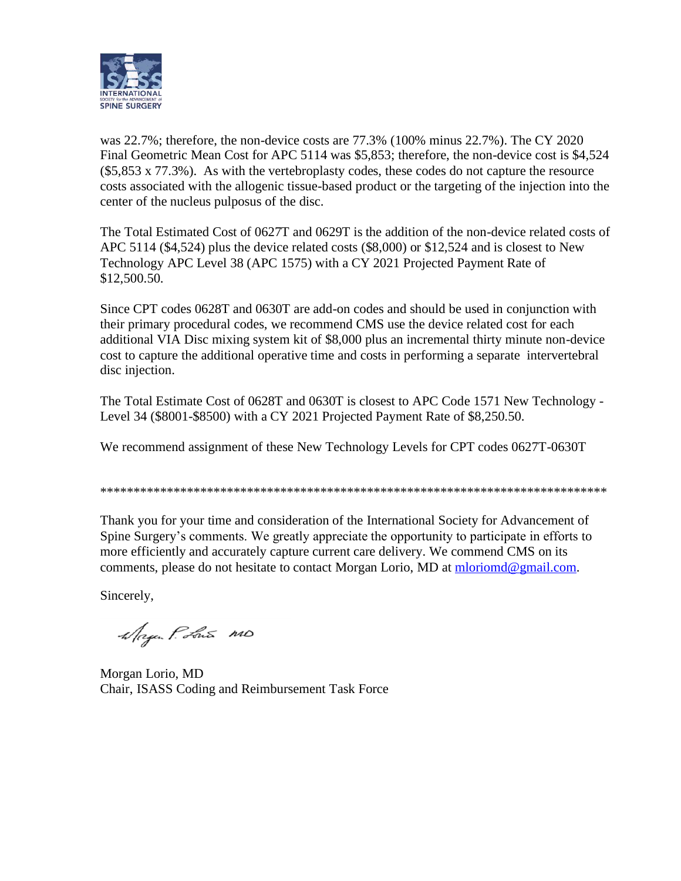was 22.7%; therefore, the non-device costs are 77.3% (100% minus 22.7%). The CY 2020 Final Geometric Mean Cost for APC 5114 was $5,853; therefore, the non-device cost is $4,524 ($5,853 x 77.3%). As with the vertebroplasty codes, these codes do not capture the resource costs associated with the allogenic tissue-based product or the targeting of the injection into the center of the nucleus pulposus of the disc.

The Total Estimated Cost of 0627T and 0629T is the addition of the non-device related costs of APC 5114 ($4,524) plus the device related costs ($8,000) or $12,524 and is closest to New Technology APC Level 38 (APC 1575) with a CY 2021 Projected Payment Rate of $12,500.50.

Since CPT codes 0628T and 0630T are add-on codes and should be used in conjunction with their primary procedural codes, we recommend CMS use the device related cost for each additional VIA Disc mixing system kit of $8,000 plus an incremental thirty minute non-device cost to capture the additional operative time and costs in performing a separate intervertebral disc injection.

The Total Estimate Cost of 0628T and 0630T is closest to APC Code 1571 New Technology - Level 34 ($8001-$8500) with a CY 2021 Projected Payment Rate of $8,250.50.

We recommend assignment of these New Technology Levels for CPT codes 0627T-0630T

******************************************************************************

Thank you for your time and consideration of the International Society for Advancement of Spine Surgery's comments. We greatly appreciate the opportunity to participate in efforts to more efficiently and accurately capture current care delivery. We commend CMS on its comments, please do not hesitate to contact Morgan Lorio, MD at mloriomd@gmail.com.

Sincerely,

Morgan Lorio, MD
Chair, ISASS Coding and Reimbursement Task Force